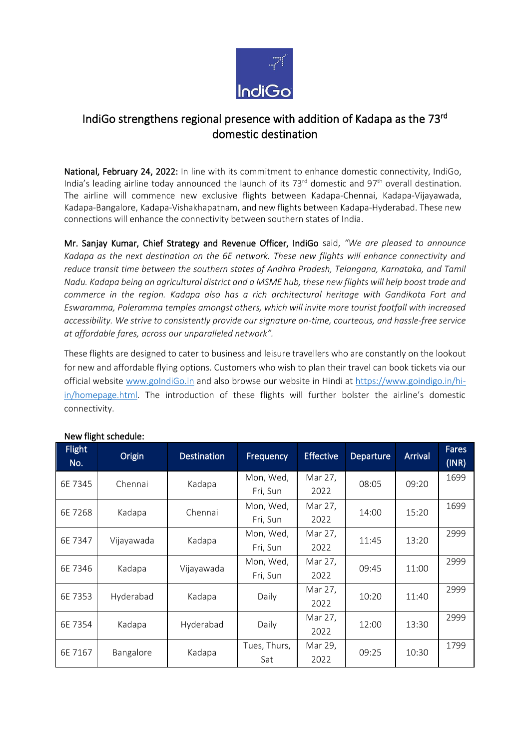# IndiGo strengthens regional presence with addition of Kadapa as the 73rd domestic destination

**National, February 24, 2022:** In line with its commitment to enhance domestic connectivity, IndiGo, India's leading airline today announced the launch of its 73rd domestic and 97th overall destination. The airline will commence new exclusive flights between Kadapa-Chennai, Kadapa-Vijayawada, Kadapa-Bangalore, Kadapa-Vishakhapatnam, and new flights between Kadapa-Hyderabad. These new connections will enhance the connectivity between southern states of India.

**Mr. Sanjay Kumar, Chief Strategy and Revenue Officer, IndiGo** said, *"We are pleased to announce Kadapa as the next destination on the 6E network. These new flights will enhance connectivity and reduce transit time between the southern states of Andhra Pradesh, Telangana, Karnataka, and Tamil Nadu. Kadapa being an agricultural district and a MSME hub, these new flights will help boost trade and commerce in the region. Kadapa also has a rich architectural heritage with Gandikota Fort and Eswaramma, Poleramma temples amongst others, which will invite more tourist footfall with increased accessibility. We strive to consistently provide our signature on-time, courteous, and hassle-free service at affordable fares, across our unparalleled network".*

These flights are designed to cater to business and leisure travellers who are constantly on the lookout for new and affordable flying options. Customers who wish to plan their travel can book tickets via our official website www.goIndiGo.in and also browse our website in Hindi at https://www.goindigo.in/hi-in/homepage.html. The introduction of these flights will further bolster the airline's domestic connectivity.

New flight schedule:

| Flight No. | Origin | Destination | Frequency | Effective | Departure | Arrival | Fares (INR) |
|---|---|---|---|---|---|---|---|
| 6E 7345 | Chennai | Kadapa | Mon, Wed, Fri, Sun | Mar 27, 2022 | 08:05 | 09:20 | 1699 |
| 6E 7268 | Kadapa | Chennai | Mon, Wed, Fri, Sun | Mar 27, 2022 | 14:00 | 15:20 | 1699 |
| 6E 7347 | Vijayawada | Kadapa | Mon, Wed, Fri, Sun | Mar 27, 2022 | 11:45 | 13:20 | 2999 |
| 6E 7346 | Kadapa | Vijayawada | Mon, Wed, Fri, Sun | Mar 27, 2022 | 09:45 | 11:00 | 2999 |
| 6E 7353 | Hyderabad | Kadapa | Daily | Mar 27, 2022 | 10:20 | 11:40 | 2999 |
| 6E 7354 | Kadapa | Hyderabad | Daily | Mar 27, 2022 | 12:00 | 13:30 | 2999 |
| 6E 7167 | Bangalore | Kadapa | Tues, Thurs, Sat | Mar 29, 2022 | 09:25 | 10:30 | 1799 |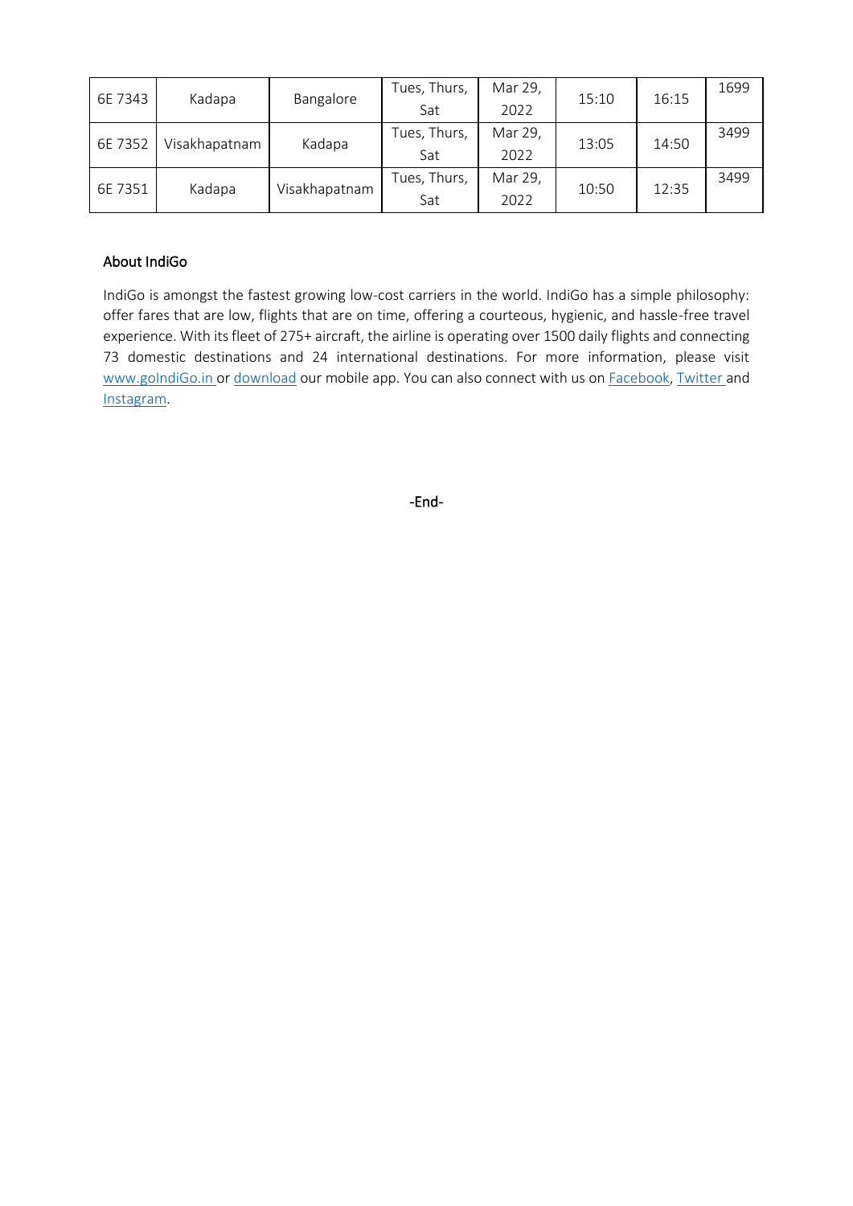| | | | | | | | |
|---|---|---|---|---|---|---|---|
| 6E 7343 | Kadapa | Bangalore | Tues, Thurs, Sat | Mar 29, 2022 | 15:10 | 16:15 | 1699 |
| 6E 7352 | Visakhapatnam | Kadapa | Tues, Thurs, Sat | Mar 29, 2022 | 13:05 | 14:50 | 3499 |
| 6E 7351 | Kadapa | Visakhapatnam | Tues, Thurs, Sat | Mar 29, 2022 | 10:50 | 12:35 | 3499 |

## About IndiGo

IndiGo is amongst the fastest growing low-cost carriers in the world. IndiGo has a simple philosophy: offer fares that are low, flights that are on time, offering a courteous, hygienic, and hassle-free travel experience. With its fleet of 275+ aircraft, the airline is operating over 1500 daily flights and connecting 73 domestic destinations and 24 international destinations. For more information, please visit www.goIndiGo.in or download our mobile app. You can also connect with us on Facebook, Twitter and Instagram.

-End-